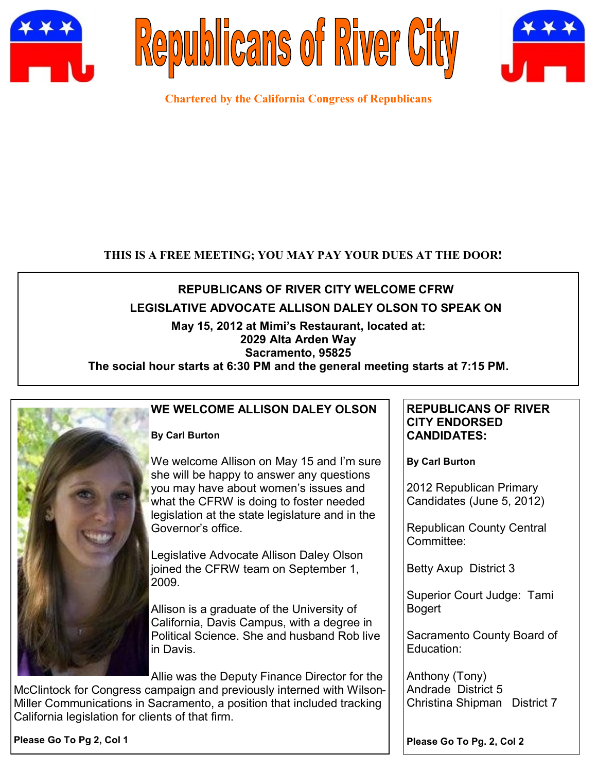# Republicans of River City

**Chartered by the California Congress of Republicans**

**THIS IS A FREE MEETING; YOU MAY PAY YOUR DUES AT THE DOOR!**

**REPUBLICANS OF RIVER CITY WELCOME CFRW**

**LEGISLATIVE ADVOCATE ALLISON DALEY OLSON TO SPEAK ON**

**May 15, 2012 at Mimi's Restaurant, located at:**
**2029 Alta Arden Way**
**Sacramento, 95825**
**The social hour starts at 6:30 PM and the general meeting starts at 7:15 PM.**

## WE WELCOME ALLISON DALEY OLSON

**By Carl Burton**

We welcome Allison on May 15 and I'm sure she will be happy to answer any questions you may have about women's issues and what the CFRW is doing to foster needed legislation at the state legislature and in the Governor's office.

Legislative Advocate Allison Daley Olson joined the CFRW team on September 1, 2009.

Allison is a graduate of the University of California, Davis Campus, with a degree in Political Science. She and husband Rob live in Davis.

Allie was the Deputy Finance Director for the McClintock for Congress campaign and previously interned with Wilson-Miller Communications in Sacramento, a position that included tracking California legislation for clients of that firm.

**Please Go To Pg 2, Col 1**

## REPUBLICANS OF RIVER CITY ENDORSED CANDIDATES:

**By Carl Burton**

2012 Republican Primary Candidates (June 5, 2012)

Republican County Central Committee:

Betty Axup District 3

Superior Court Judge: Tami Bogert

Sacramento County Board of Education:

Anthony (Tony) Andrade District 5
Christina Shipman District 7

**Please Go To Pg. 2, Col 2**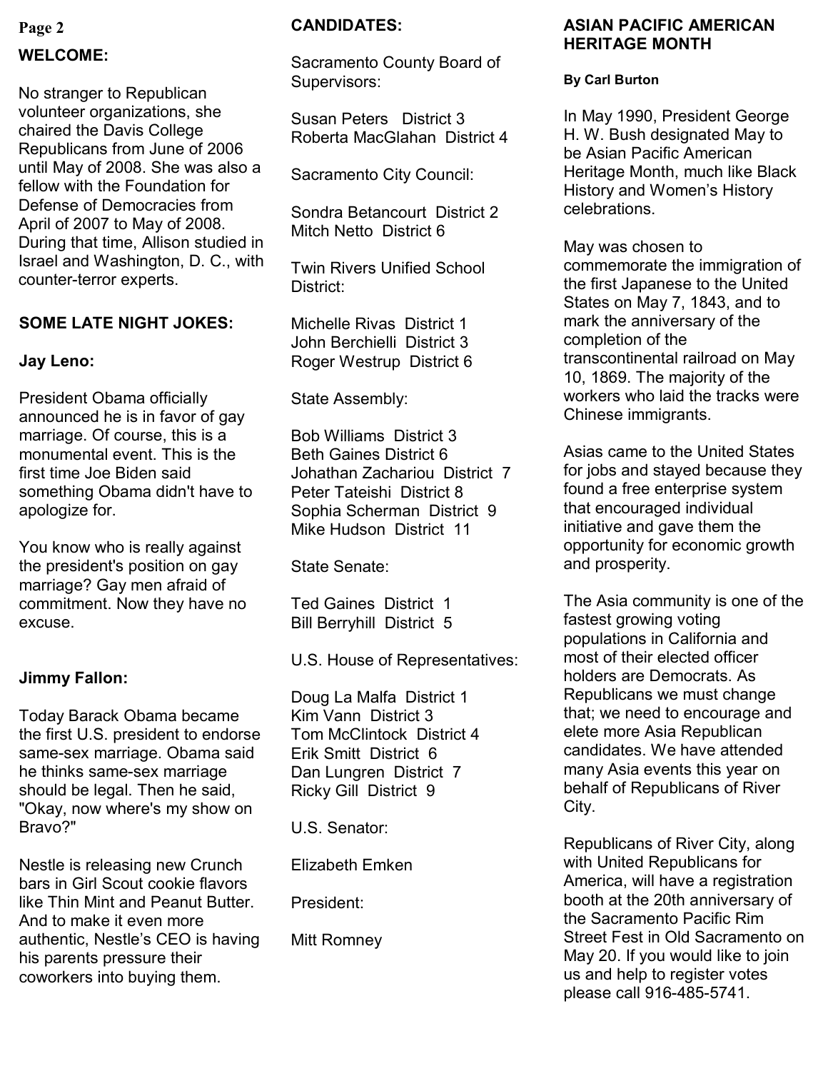## WELCOME:

No stranger to Republican volunteer organizations, she chaired the Davis College Republicans from June of 2006 until May of 2008. She was also a fellow with the Foundation for Defense of Democracies from April of 2007 to May of 2008. During that time, Allison studied in Israel and Washington, D. C., with counter-terror experts.

## SOME LATE NIGHT JOKES:

### Jay Leno:

President Obama officially announced he is in favor of gay marriage. Of course, this is a monumental event. This is the first time Joe Biden said something Obama didn't have to apologize for.

You know who is really against the president's position on gay marriage? Gay men afraid of commitment. Now they have no excuse.

### Jimmy Fallon:

Today Barack Obama became the first U.S. president to endorse same-sex marriage. Obama said he thinks same-sex marriage should be legal. Then he said, "Okay, now where's my show on Bravo?"

Nestle is releasing new Crunch bars in Girl Scout cookie flavors like Thin Mint and Peanut Butter. And to make it even more authentic, Nestle's CEO is having his parents pressure their coworkers into buying them.

## CANDIDATES:

Sacramento County Board of Supervisors:

Susan Peters District 3
Roberta MacGlahan District 4

Sacramento City Council:

Sondra Betancourt District 2
Mitch Netto District 6

Twin Rivers Unified School District:

Michelle Rivas District 1
John Berchielli District 3
Roger Westrup District 6

State Assembly:

Bob Williams District 3
Beth Gaines District 6
Johathan Zachariou District 7
Peter Tateishi District 8
Sophia Scherman District 9
Mike Hudson District 11

State Senate:

Ted Gaines District 1
Bill Berryhill District 5

U.S. House of Representatives:

Doug La Malfa District 1
Kim Vann District 3
Tom McClintock District 4
Erik Smitt District 6
Dan Lungren District 7
Ricky Gill District 9

U.S. Senator:

Elizabeth Emken

President:

Mitt Romney

## ASIAN PACIFIC AMERICAN HERITAGE MONTH

**By Carl Burton**

In May 1990, President George H. W. Bush designated May to be Asian Pacific American Heritage Month, much like Black History and Women's History celebrations.

May was chosen to commemorate the immigration of the first Japanese to the United States on May 7, 1843, and to mark the anniversary of the completion of the transcontinental railroad on May 10, 1869. The majority of the workers who laid the tracks were Chinese immigrants.

Asias came to the United States for jobs and stayed because they found a free enterprise system that encouraged individual initiative and gave them the opportunity for economic growth and prosperity.

The Asia community is one of the fastest growing voting populations in California and most of their elected officer holders are Democrats. As Republicans we must change that; we need to encourage and elete more Asia Republican candidates. We have attended many Asia events this year on behalf of Republicans of River City.

Republicans of River City, along with United Republicans for America, will have a registration booth at the 20th anniversary of the Sacramento Pacific Rim Street Fest in Old Sacramento on May 20. If you would like to join us and help to register votes please call 916-485-5741.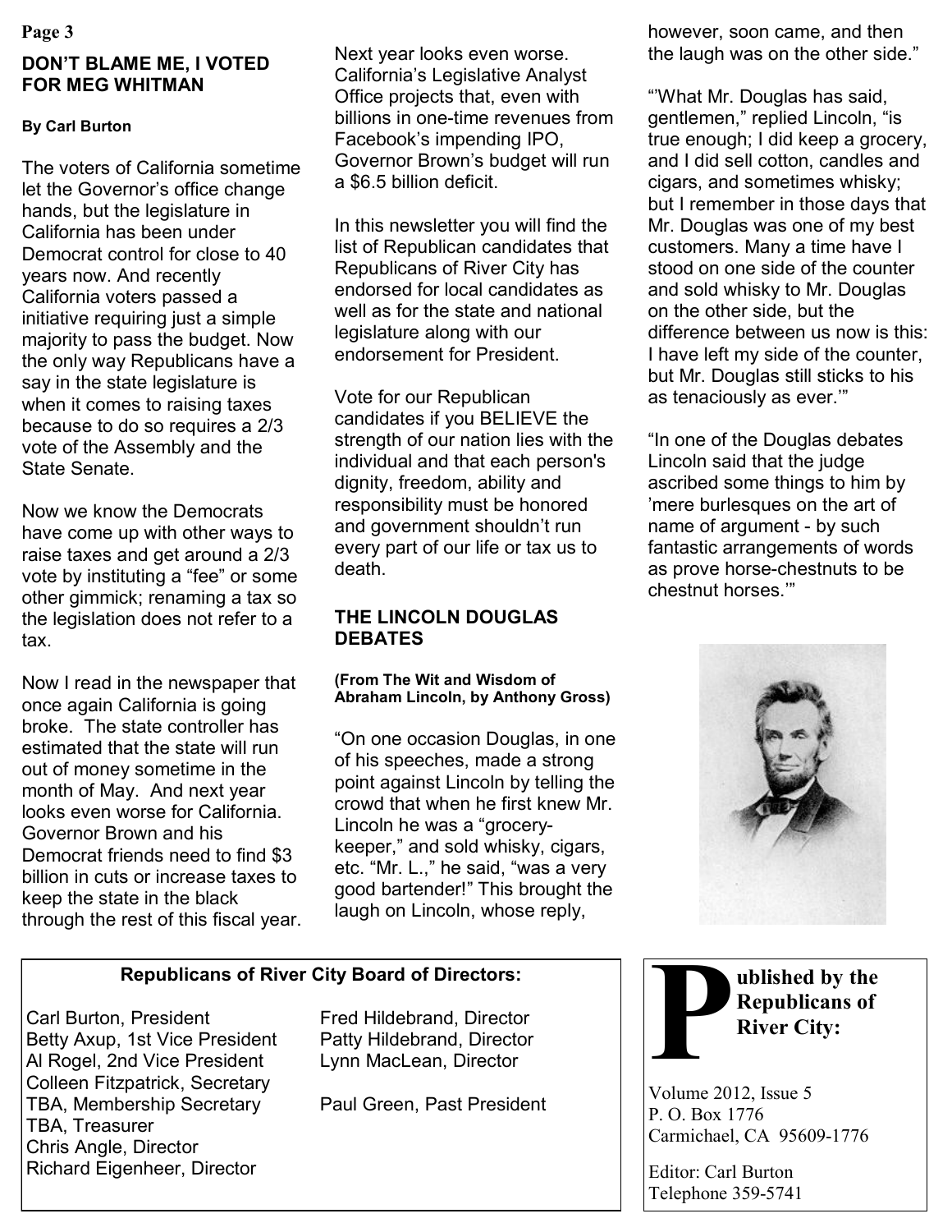## DON'T BLAME ME, I VOTED FOR MEG WHITMAN

**By Carl Burton**

The voters of California sometime let the Governor's office change hands, but the legislature in California has been under Democrat control for close to 40 years now. And recently California voters passed a initiative requiring just a simple majority to pass the budget. Now the only way Republicans have a say in the state legislature is when it comes to raising taxes because to do so requires a 2/3 vote of the Assembly and the State Senate.

Now we know the Democrats have come up with other ways to raise taxes and get around a 2/3 vote by instituting a "fee" or some other gimmick; renaming a tax so the legislation does not refer to a tax.

Now I read in the newspaper that once again California is going broke. The state controller has estimated that the state will run out of money sometime in the month of May. And next year looks even worse for California. Governor Brown and his Democrat friends need to find $3 billion in cuts or increase taxes to keep the state in the black through the rest of this fiscal year.

Next year looks even worse. California's Legislative Analyst Office projects that, even with billions in one-time revenues from Facebook's impending IPO, Governor Brown's budget will run a $6.5 billion deficit.

In this newsletter you will find the list of Republican candidates that Republicans of River City has endorsed for local candidates as well as for the state and national legislature along with our endorsement for President.

Vote for our Republican candidates if you BELIEVE the strength of our nation lies with the individual and that each person's dignity, freedom, ability and responsibility must be honored and government shouldn't run every part of our life or tax us to death.

## THE LINCOLN DOUGLAS DEBATES

**(From The Wit and Wisdom of Abraham Lincoln, by Anthony Gross)**

"On one occasion Douglas, in one of his speeches, made a strong point against Lincoln by telling the crowd that when he first knew Mr. Lincoln he was a "grocery-keeper," and sold whisky, cigars, etc. "Mr. L.," he said, "was a very good bartender!" This brought the laugh on Lincoln, whose reply, however, soon came, and then the laugh was on the other side."

"'What Mr. Douglas has said, gentlemen," replied Lincoln, "is true enough; I did keep a grocery, and I did sell cotton, candles and cigars, and sometimes whisky; but I remember in those days that Mr. Douglas was one of my best customers. Many a time have I stood on one side of the counter and sold whisky to Mr. Douglas on the other side, but the difference between us now is this: I have left my side of the counter, but Mr. Douglas still sticks to his as tenaciously as ever.'"

"In one of the Douglas debates Lincoln said that the judge ascribed some things to him by 'mere burlesques on the art of name of argument - by such fantastic arrangements of words as prove horse-chestnuts to be chestnut horses.'"

**Republicans of River City Board of Directors:**

Carl Burton, President
Betty Axup, 1st Vice President
Al Rogel, 2nd Vice President
Colleen Fitzpatrick, Secretary
TBA, Membership Secretary
TBA, Treasurer
Chris Angle, Director
Richard Eigenheer, Director
Fred Hildebrand, Director
Patty Hildebrand, Director
Lynn MacLean, Director

Paul Green, Past President

**Published by the Republicans of River City:**

Volume 2012, Issue 5
P. O. Box 1776
Carmichael, CA 95609-1776

Editor: Carl Burton
Telephone 359-5741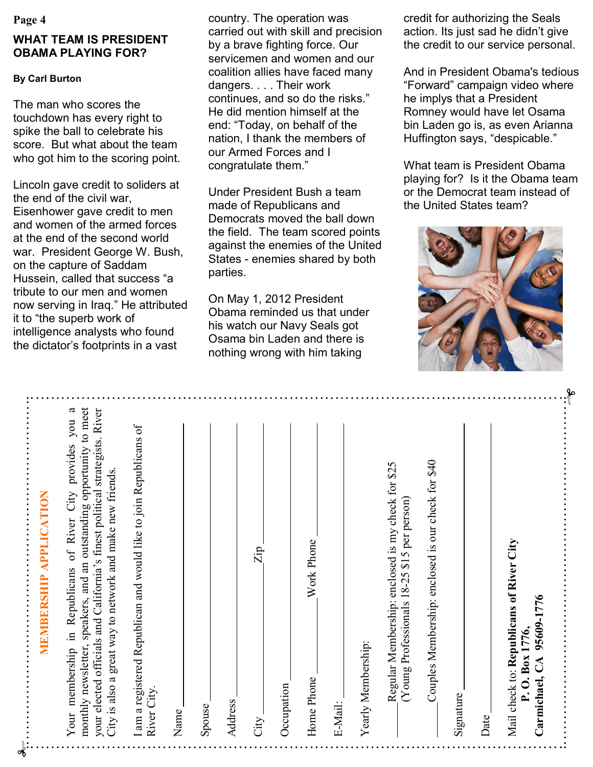## WHAT TEAM IS PRESIDENT OBAMA PLAYING FOR?

**By Carl Burton**

The man who scores the touchdown has every right to spike the ball to celebrate his score. But what about the team who got him to the scoring point.

Lincoln gave credit to soliders at the end of the civil war, Eisenhower gave credit to men and women of the armed forces at the end of the second world war. President George W. Bush, on the capture of Saddam Hussein, called that success "a tribute to our men and women now serving in Iraq." He attributed it to "the superb work of intelligence analysts who found the dictator's footprints in a vast country. The operation was carried out with skill and precision by a brave fighting force. Our servicemen and women and our coalition allies have faced many dangers. . . . Their work continues, and so do the risks." He did mention himself at the end: "Today, on behalf of the nation, I thank the members of our Armed Forces and I congratulate them."

Under President Bush a team made of Republicans and Democrats moved the ball down the field. The team scored points against the enemies of the United States - enemies shared by both parties.

On May 1, 2012 President Obama reminded us that under his watch our Navy Seals got Osama bin Laden and there is nothing wrong with him taking credit for authorizing the Seals action. Its just sad he didn't give the credit to our service personal.

And in President Obama's tedious "Forward" campaign video where he implys that a President Romney would have let Osama bin Laden go is, as even Arianna Huffington says, "despicable."

What team is President Obama playing for? Is it the Obama team or the Democrat team instead of the United States team?

---

## MEMBERSHIP APPLICATION

Your membership in Republicans of River City provides you a monthly newsletter, speakers, and an outstanding opportunity to meet your elected officials and California's finest political strategists. River City is also a great way to network and make new friends.

I am a registered Republican and would like to join Republicans of River City.

Name ______________________________

Spouse ______________________________

Address ______________________________

City ______________ Zip ______________

Occupation ______________________________

Home Phone ______________ Work Phone ______________

E-Mail: ______________________________

Yearly Membership:

_____ Regular Membership: enclosed is my check for $25 (Young Professionals 18-25 $15 per person)

_____ Couples Membership: enclosed is our check for $40

Signature ______________________________

Date ______________________________

Mail check to: **Republicans of River City**
**P. O. Box 1776,**
**Carmichael, CA 95609-1776**